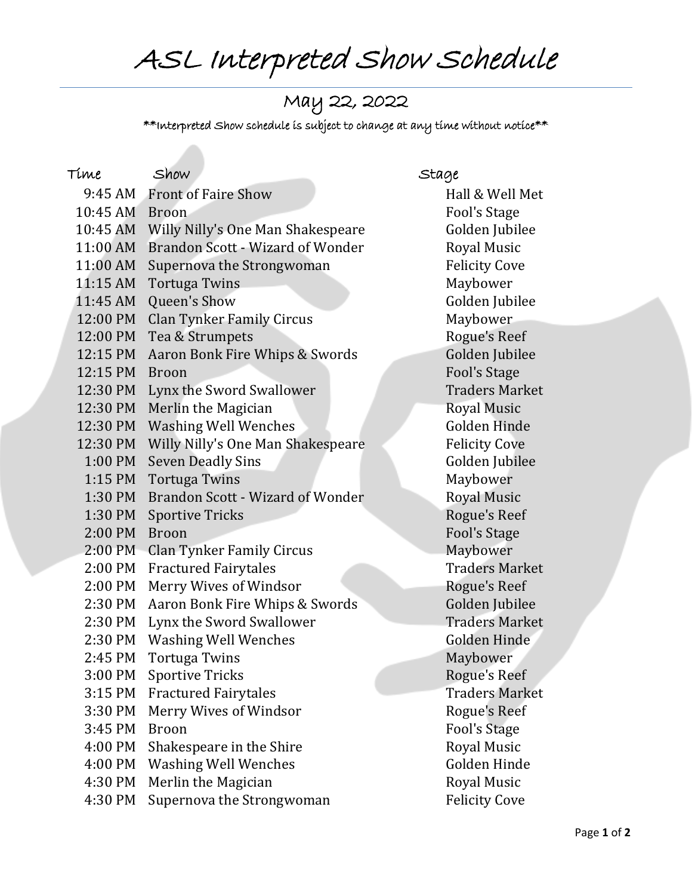# ASL Interpreted Show Schedule

## May 22, 2022

**Interpreted Show schedule is subject to change at any time without notice**

| Time | Show | Stage |
|---|---|---|
| 9:45 AM | Front of Faire Show | Hall & Well Met |
| 10:45 AM | Broon | Fool's Stage |
| 10:45 AM | Willy Nilly's One Man Shakespeare | Golden Jubilee |
| 11:00 AM | Brandon Scott - Wizard of Wonder | Royal Music |
| 11:00 AM | Supernova the Strongwoman | Felicity Cove |
| 11:15 AM | Tortuga Twins | Maybower |
| 11:45 AM | Queen's Show | Golden Jubilee |
| 12:00 PM | Clan Tynker Family Circus | Maybower |
| 12:00 PM | Tea & Strumpets | Rogue's Reef |
| 12:15 PM | Aaron Bonk Fire Whips & Swords | Golden Jubilee |
| 12:15 PM | Broon | Fool's Stage |
| 12:30 PM | Lynx the Sword Swallower | Traders Market |
| 12:30 PM | Merlin the Magician | Royal Music |
| 12:30 PM | Washing Well Wenches | Golden Hinde |
| 12:30 PM | Willy Nilly's One Man Shakespeare | Felicity Cove |
| 1:00 PM | Seven Deadly Sins | Golden Jubilee |
| 1:15 PM | Tortuga Twins | Maybower |
| 1:30 PM | Brandon Scott - Wizard of Wonder | Royal Music |
| 1:30 PM | Sportive Tricks | Rogue's Reef |
| 2:00 PM | Broon | Fool's Stage |
| 2:00 PM | Clan Tynker Family Circus | Maybower |
| 2:00 PM | Fractured Fairytales | Traders Market |
| 2:00 PM | Merry Wives of Windsor | Rogue's Reef |
| 2:30 PM | Aaron Bonk Fire Whips & Swords | Golden Jubilee |
| 2:30 PM | Lynx the Sword Swallower | Traders Market |
| 2:30 PM | Washing Well Wenches | Golden Hinde |
| 2:45 PM | Tortuga Twins | Maybower |
| 3:00 PM | Sportive Tricks | Rogue's Reef |
| 3:15 PM | Fractured Fairytales | Traders Market |
| 3:30 PM | Merry Wives of Windsor | Rogue's Reef |
| 3:45 PM | Broon | Fool's Stage |
| 4:00 PM | Shakespeare in the Shire | Royal Music |
| 4:00 PM | Washing Well Wenches | Golden Hinde |
| 4:30 PM | Merlin the Magician | Royal Music |
| 4:30 PM | Supernova the Strongwoman | Felicity Cove |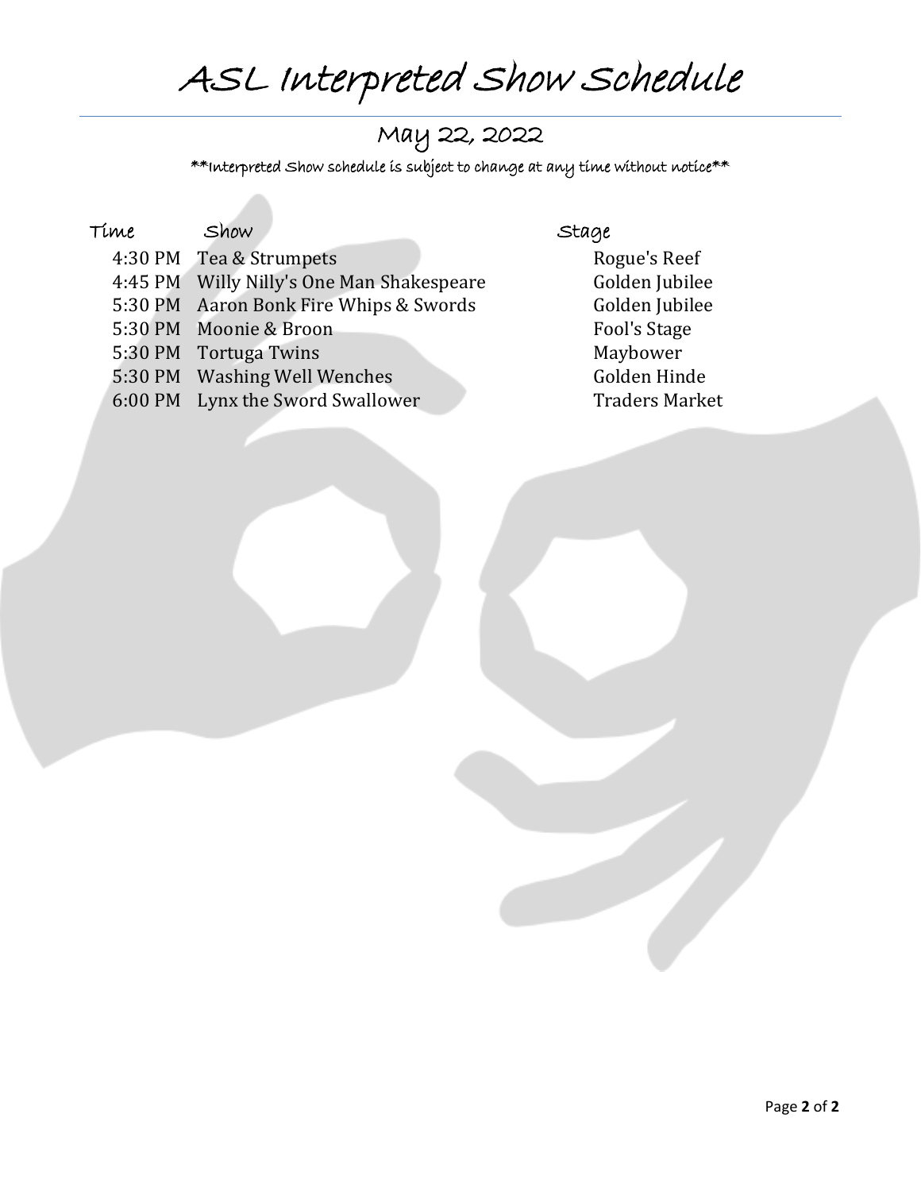# ASL Interpreted Show Schedule

## May 22, 2022

**Interpreted Show schedule is subject to change at any time without notice**

| Time | Show | Stage |
| --- | --- | --- |
| 4:30 PM | Tea & Strumpets | Rogue's Reef |
| 4:45 PM | Willy Nilly's One Man Shakespeare | Golden Jubilee |
| 5:30 PM | Aaron Bonk Fire Whips & Swords | Golden Jubilee |
| 5:30 PM | Moonie & Broon | Fool's Stage |
| 5:30 PM | Tortuga Twins | Maybower |
| 5:30 PM | Washing Well Wenches | Golden Hinde |
| 6:00 PM | Lynx the Sword Swallower | Traders Market |